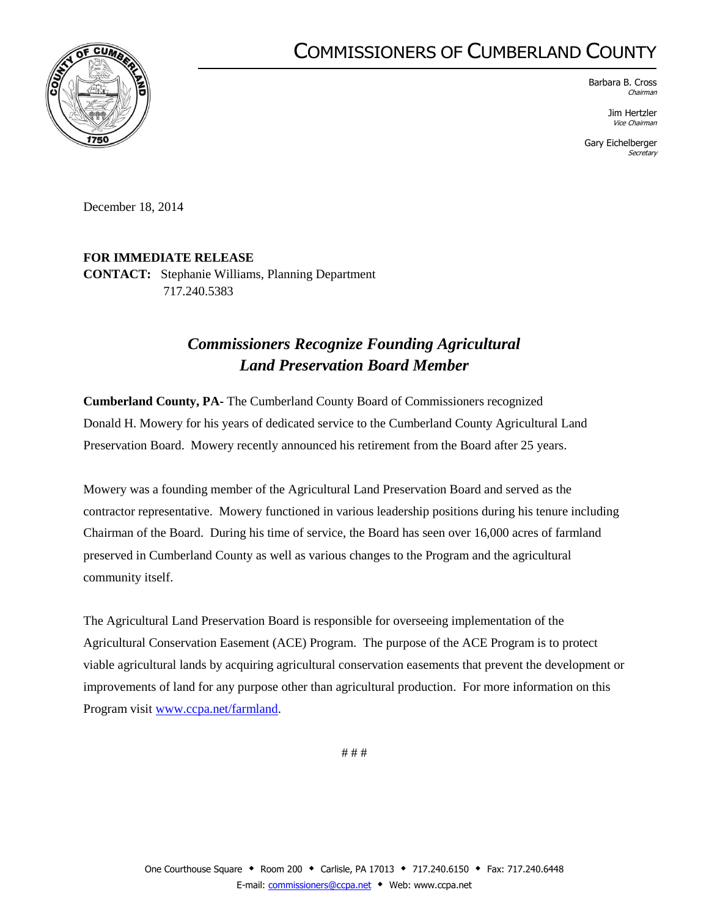# COMMISSIONERS OF CUMBERLAND COUNTY

Barbara B. Cross
*Chairman*

Jim Hertzler
*Vice Chairman*

Gary Eichelberger
*Secretary*

December 18, 2014

**FOR IMMEDIATE RELEASE**
**CONTACT:** Stephanie Williams, Planning Department
717.240.5383

## *Commissioners Recognize Founding Agricultural Land Preservation Board Member*

**Cumberland County, PA-** The Cumberland County Board of Commissioners recognized Donald H. Mowery for his years of dedicated service to the Cumberland County Agricultural Land Preservation Board. Mowery recently announced his retirement from the Board after 25 years.

Mowery was a founding member of the Agricultural Land Preservation Board and served as the contractor representative. Mowery functioned in various leadership positions during his tenure including Chairman of the Board. During his time of service, the Board has seen over 16,000 acres of farmland preserved in Cumberland County as well as various changes to the Program and the agricultural community itself.

The Agricultural Land Preservation Board is responsible for overseeing implementation of the Agricultural Conservation Easement (ACE) Program. The purpose of the ACE Program is to protect viable agricultural lands by acquiring agricultural conservation easements that prevent the development or improvements of land for any purpose other than agricultural production. For more information on this Program visit [www.ccpa.net/farmland](www.ccpa.net/farmland).

# # #

One Courthouse Square ◆ Room 200 ◆ Carlisle, PA 17013 ◆ 717.240.6150 ◆ Fax: 717.240.6448
E-mail: commissioners@ccpa.net ◆ Web: www.ccpa.net